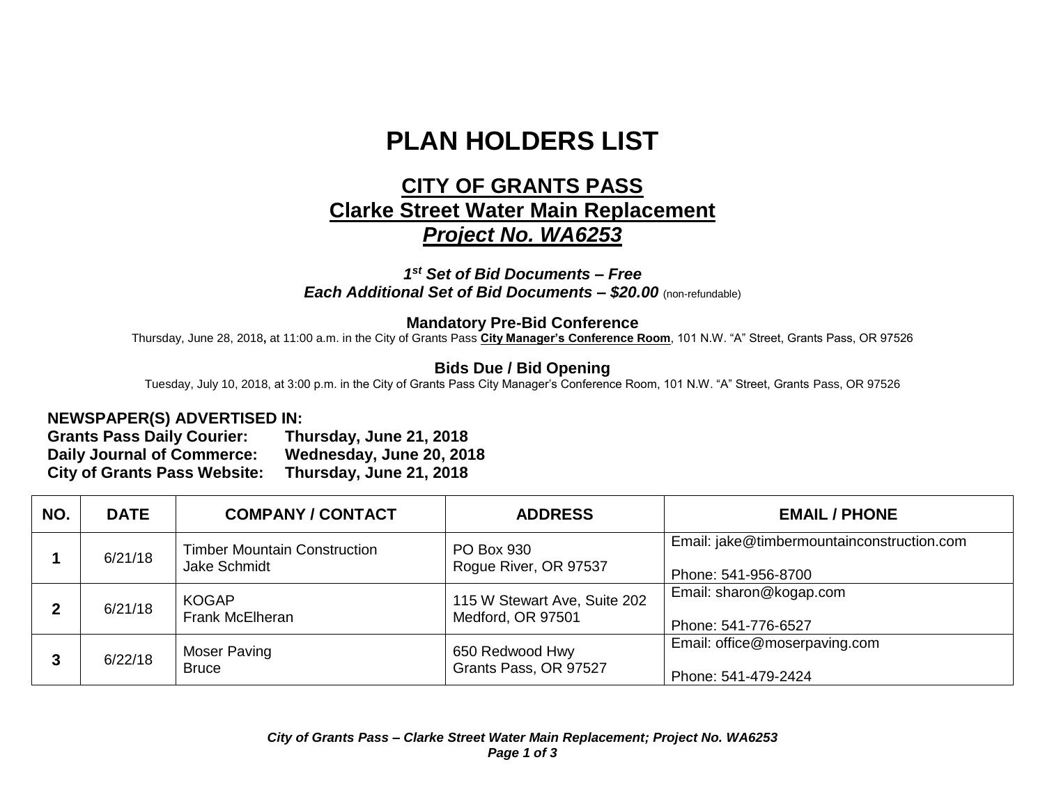# PLAN HOLDERS LIST

## CITY OF GRANTS PASS
## Clarke Street Water Main Replacement
## *Project No. WA6253*

***1st Set of Bid Documents – Free***
***Each Additional Set of Bid Documents – $20.00*** (non-refundable)

**Mandatory Pre-Bid Conference**
Thursday, June 28, 2018**,** at 11:00 a.m. in the City of Grants Pass **City Manager's Conference Room**, 101 N.W. "A" Street, Grants Pass, OR 97526

**Bids Due / Bid Opening**
Tuesday, July 10, 2018, at 3:00 p.m. in the City of Grants Pass City Manager's Conference Room, 101 N.W. "A" Street, Grants Pass, OR 97526

**NEWSPAPER(S) ADVERTISED IN:**
**Grants Pass Daily Courier: Thursday, June 21, 2018**
**Daily Journal of Commerce: Wednesday, June 20, 2018**
**City of Grants Pass Website: Thursday, June 21, 2018**

| NO. | DATE | COMPANY / CONTACT | ADDRESS | EMAIL / PHONE |
|---|---|---|---|---|
| **1** | 6/21/18 | Timber Mountain Construction<br>Jake Schmidt | PO Box 930<br>Rogue River, OR 97537 | Email: jake@timbermountainconstruction.com<br>Phone: 541-956-8700 |
| **2** | 6/21/18 | KOGAP<br>Frank McElheran | 115 W Stewart Ave, Suite 202<br>Medford, OR 97501 | Email: sharon@kogap.com<br>Phone: 541-776-6527 |
| **3** | 6/22/18 | Moser Paving<br>Bruce | 650 Redwood Hwy<br>Grants Pass, OR 97527 | Email: office@moserpaving.com<br>Phone: 541-479-2424 |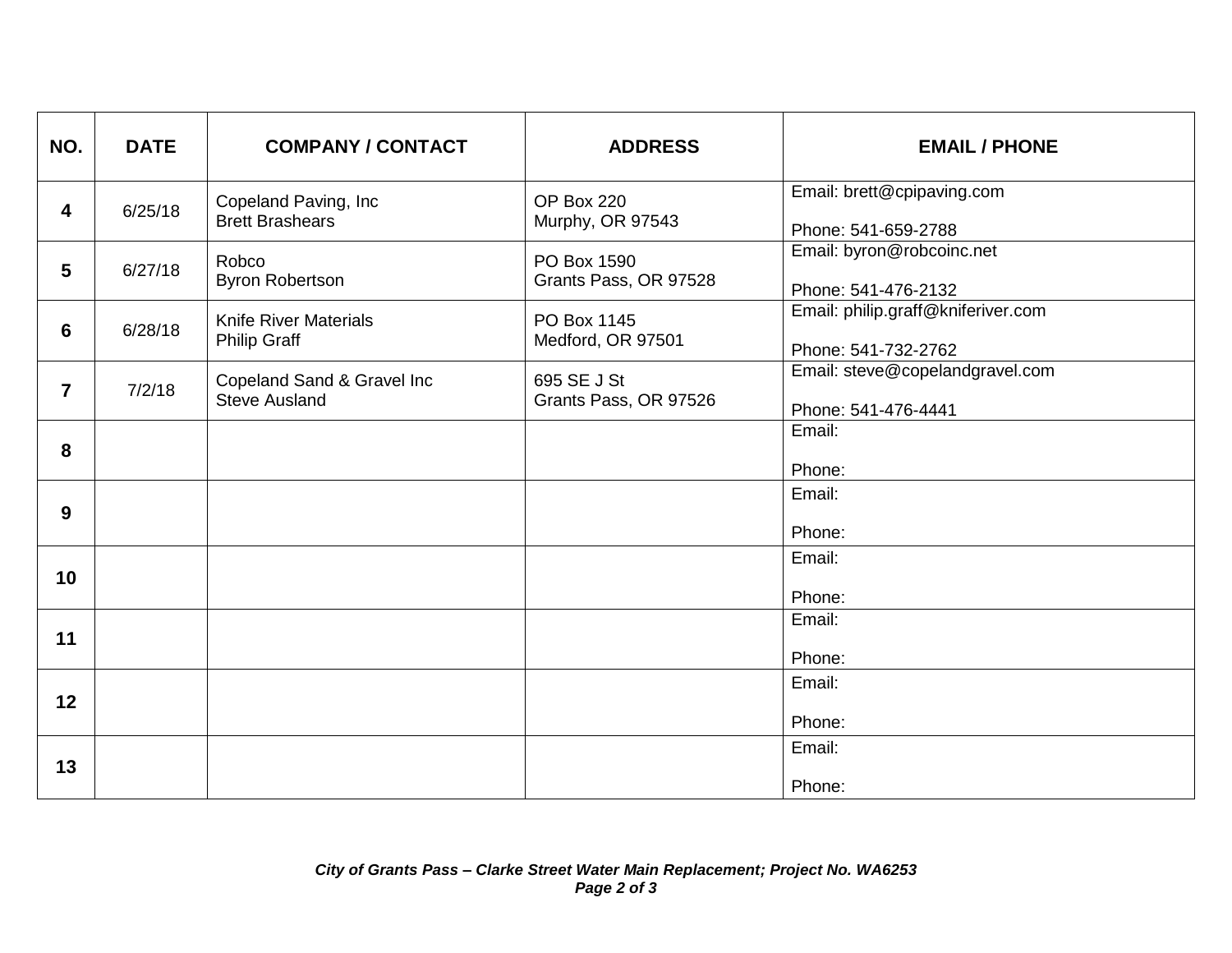| NO. | DATE | COMPANY / CONTACT | ADDRESS | EMAIL / PHONE |
|---|---|---|---|---|
| **4** | 6/25/18 | Copeland Paving, Inc<br>Brett Brashears | OP Box 220<br>Murphy, OR 97543 | Email: brett@cpipaving.com<br><br>Phone: 541-659-2788 |
| **5** | 6/27/18 | Robco<br>Byron Robertson | PO Box 1590<br>Grants Pass, OR 97528 | Email: byron@robcoinc.net<br><br>Phone: 541-476-2132 |
| **6** | 6/28/18 | Knife River Materials<br>Philip Graff | PO Box 1145<br>Medford, OR 97501 | Email: philip.graff@kniferiver.com<br><br>Phone: 541-732-2762 |
| **7** | 7/2/18 | Copeland Sand & Gravel Inc<br>Steve Ausland | 695 SE J St<br>Grants Pass, OR 97526 | Email: steve@copelandgravel.com<br><br>Phone: 541-476-4441 |
| **8** | | | | Email:<br><br>Phone: |
| **9** | | | | Email:<br><br>Phone: |
| **10** | | | | Email:<br><br>Phone: |
| **11** | | | | Email:<br><br>Phone: |
| **12** | | | | Email:<br><br>Phone: |
| **13** | | | | Email:<br><br>Phone: |

***City of Grants Pass – Clarke Street Water Main Replacement; Project No. WA6253***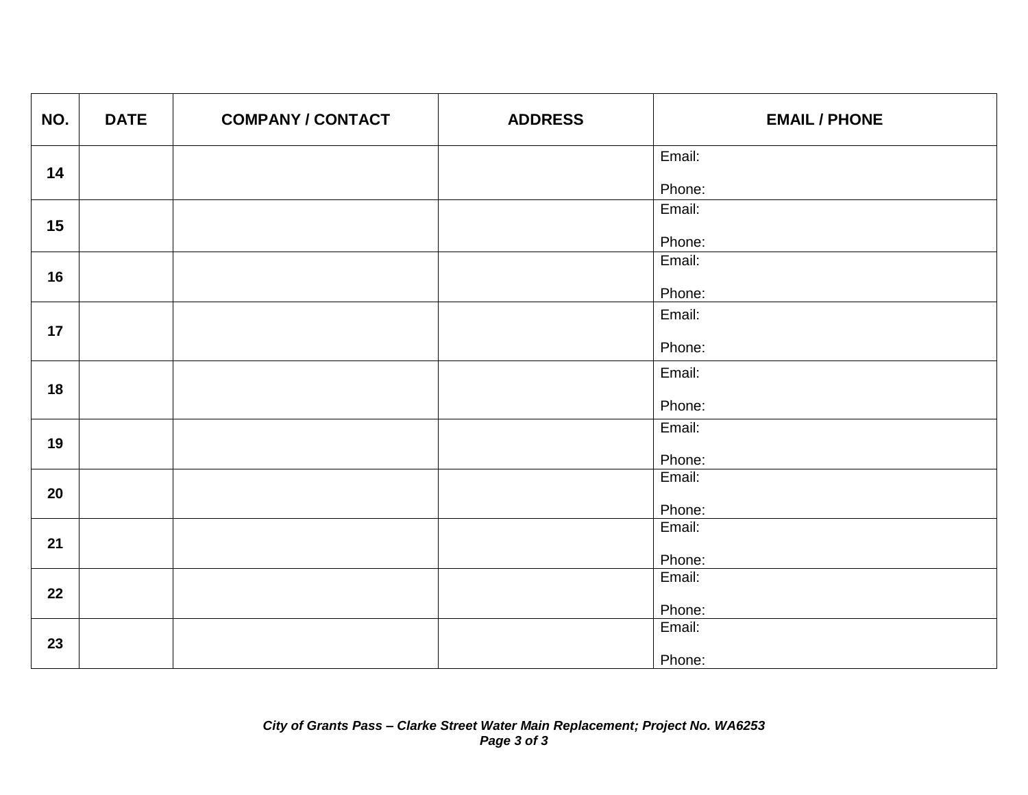| NO. | DATE | COMPANY / CONTACT | ADDRESS | EMAIL / PHONE |
|---|---|---|---|---|
| 14 | | | | Email:<br><br>Phone: |
| 15 | | | | Email:<br><br>Phone: |
| 16 | | | | Email:<br><br>Phone: |
| 17 | | | | Email:<br><br>Phone: |
| 18 | | | | Email:<br><br>Phone: |
| 19 | | | | Email:<br><br>Phone: |
| 20 | | | | Email:<br><br>Phone: |
| 21 | | | | Email:<br><br>Phone: |
| 22 | | | | Email:<br><br>Phone: |
| 23 | | | | Email:<br><br>Phone: |